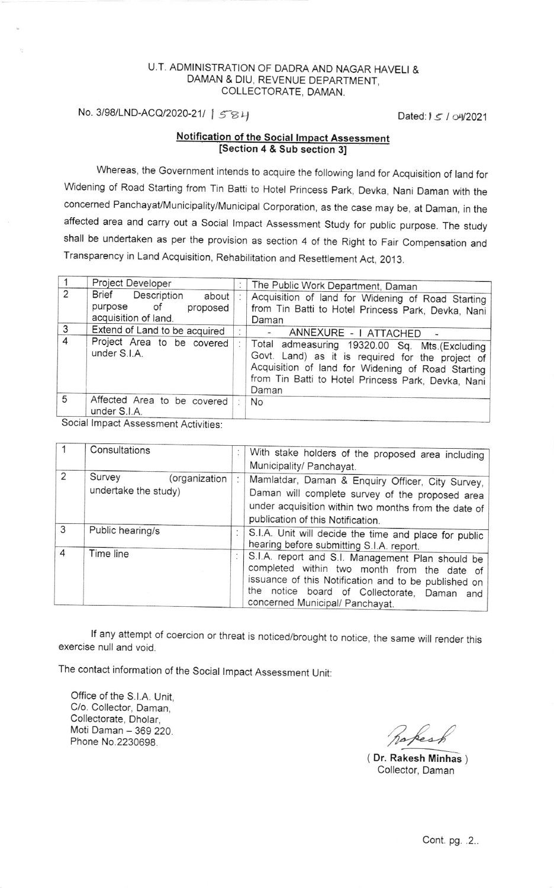U.T. ADMINISTRATION OF DADRA AND NAGAR HAVELI &
DAMAN & DIU, REVENUE DEPARTMENT,
COLLECTORATE, DAMAN.

No. 3/98/LND-ACQ/2020-21/ 1584 Dated: 15 / 04/2021

## Notification of the Social Impact Assessment [Section 4 & Sub section 3]

Whereas, the Government intends to acquire the following land for Acquisition of land for Widening of Road Starting from Tin Batti to Hotel Princess Park, Devka, Nani Daman with the concerned Panchayat/Municipality/Municipal Corporation, as the case may be, at Daman, in the affected area and carry out a Social Impact Assessment Study for public purpose. The study shall be undertaken as per the provision as section 4 of the Right to Fair Compensation and Transparency in Land Acquisition, Rehabilitation and Resettlement Act, 2013.

| | | | |
|---|---|---|---|
| 1 | Project Developer | : | The Public Work Department, Daman |
| 2 | Brief Description about purpose of proposed acquisition of land. | : | Acquisition of land for Widening of Road Starting from Tin Batti to Hotel Princess Park, Devka, Nani Daman |
| 3 | Extend of Land to be acquired | : | - ANNEXURE - I ATTACHED - |
| 4 | Project Area to be covered under S.I.A. | : | Total admeasuring 19320.00 Sq. Mts.(Excluding Govt. Land) as it is required for the project of Acquisition of land for Widening of Road Starting from Tin Batti to Hotel Princess Park, Devka, Nani Daman |
| 5 | Affected Area to be covered under S.I.A. | : | No |

Social Impact Assessment Activities:

| | | | |
|---|---|---|---|
| 1 | Consultations | : | With stake holders of the proposed area including Municipality/ Panchayat. |
| 2 | Survey (organization undertake the study) | : | Mamlatdar, Daman & Enquiry Officer, City Survey, Daman will complete survey of the proposed area under acquisition within two months from the date of publication of this Notification. |
| 3 | Public hearing/s | : | S.I.A. Unit will decide the time and place for public hearing before submitting S.I.A. report. |
| 4 | Time line | : | S.I.A. report and S.I. Management Plan should be completed within two month from the date of issuance of this Notification and to be published on the notice board of Collectorate, Daman and concerned Municipal/ Panchayat. |

If any attempt of coercion or threat is noticed/brought to notice, the same will render this exercise null and void.

The contact information of the Social Impact Assessment Unit:

Office of the S.I.A. Unit,
C/o. Collector, Daman,
Collectorate, Dholar,
Moti Daman – 369 220.
Phone No.2230698.

( **Dr. Rakesh Minhas** )
Collector, Daman

Cont. pg. ..2..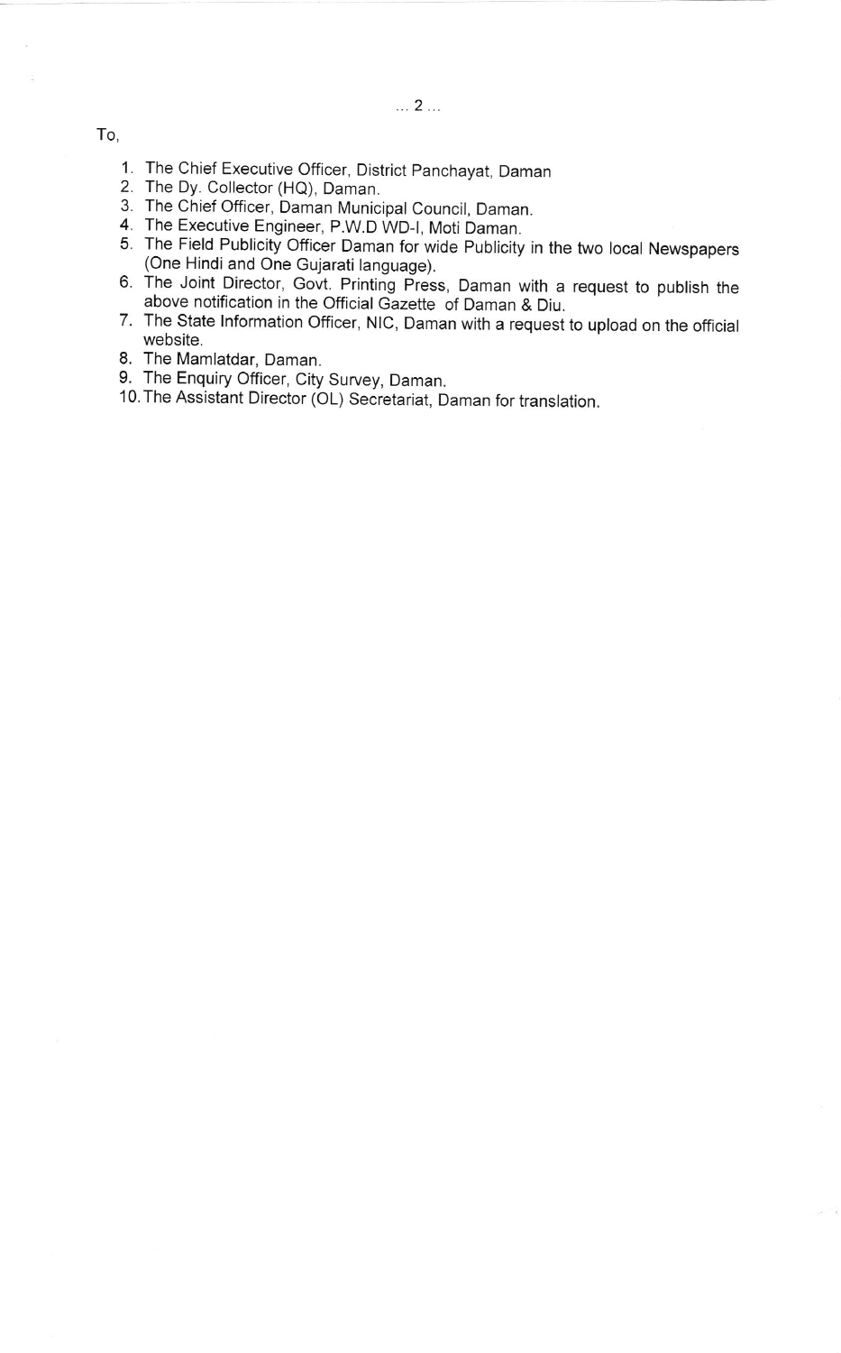To,

1. The Chief Executive Officer, District Panchayat, Daman
2. The Dy. Collector (HQ), Daman.
3. The Chief Officer, Daman Municipal Council, Daman.
4. The Executive Engineer, P.W.D WD-I, Moti Daman.
5. The Field Publicity Officer Daman for wide Publicity in the two local Newspapers (One Hindi and One Gujarati language).
6. The Joint Director, Govt. Printing Press, Daman with a request to publish the above notification in the Official Gazette of Daman & Diu.
7. The State Information Officer, NIC, Daman with a request to upload on the official website.
8. The Mamlatdar, Daman.
9. The Enquiry Officer, City Survey, Daman.
10. The Assistant Director (OL) Secretariat, Daman for translation.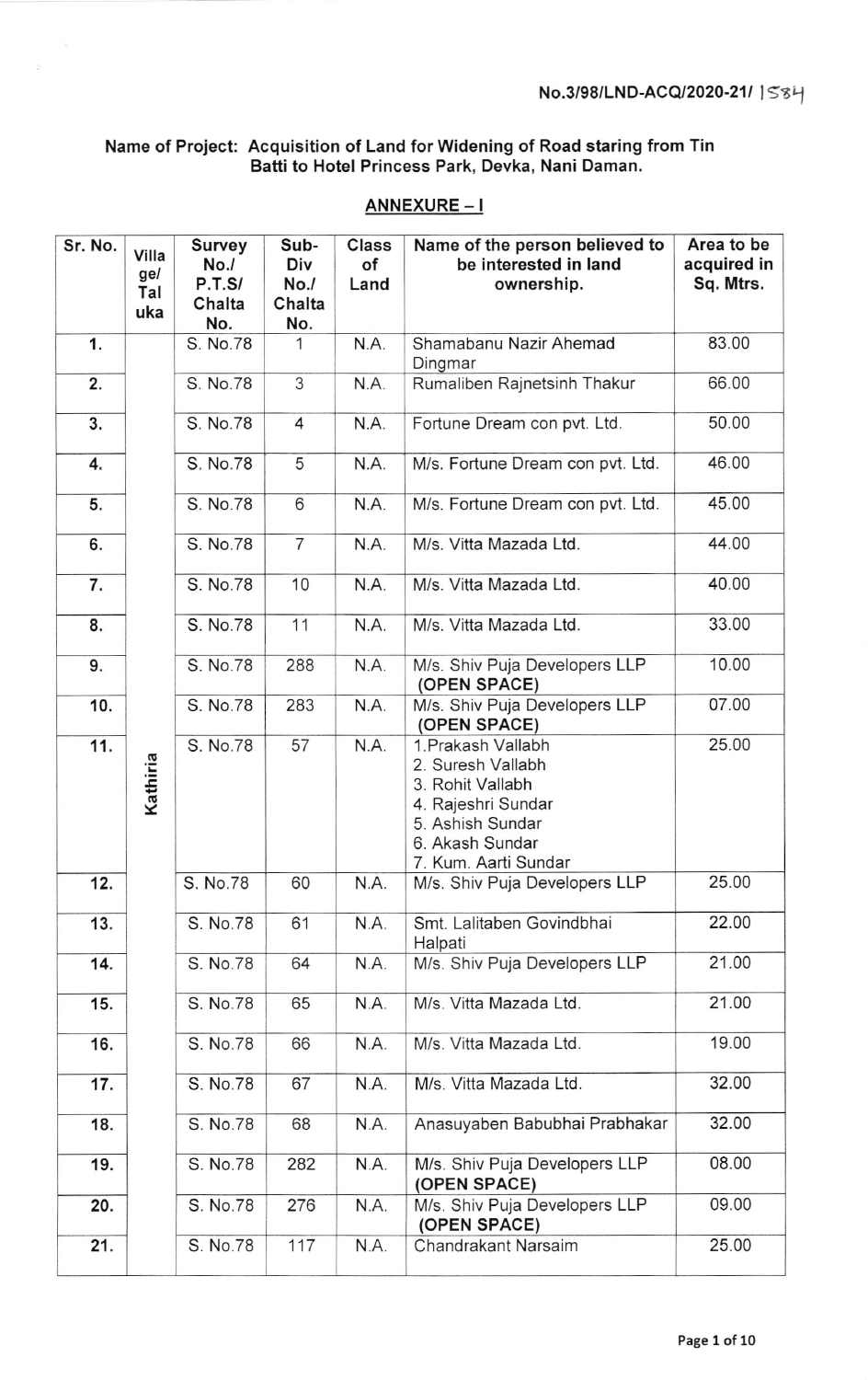No.3/98/LND-ACQ/2020-21/ 1584

**Name of Project: Acquisition of Land for Widening of Road staring from Tin Batti to Hotel Princess Park, Devka, Nani Daman.**

## ANNEXURE – I

| Sr. No. | Village/ Taluka | Survey No./ P.T.S/ Chalta No. | Sub-Div No./ Chalta No. | Class of Land | Name of the person believed to be interested in land ownership. | Area to be acquired in Sq. Mtrs. |
|---|---|---|---|---|---|---|
| 1. | Kathiria | S. No.78 | 1 | N.A. | Shamabanu Nazir Ahemad Dingmar | 83.00 |
| 2. | | S. No.78 | 3 | N.A. | Rumaliben Rajnetsinh Thakur | 66.00 |
| 3. | | S. No.78 | 4 | N.A. | Fortune Dream con pvt. Ltd. | 50.00 |
| 4. | | S. No.78 | 5 | N.A. | M/s. Fortune Dream con pvt. Ltd. | 46.00 |
| 5. | | S. No.78 | 6 | N.A. | M/s. Fortune Dream con pvt. Ltd. | 45.00 |
| 6. | | S. No.78 | 7 | N.A. | M/s. Vitta Mazada Ltd. | 44.00 |
| 7. | | S. No.78 | 10 | N.A. | M/s. Vitta Mazada Ltd. | 40.00 |
| 8. | | S. No.78 | 11 | N.A. | M/s. Vitta Mazada Ltd. | 33.00 |
| 9. | | S. No.78 | 288 | N.A. | M/s. Shiv Puja Developers LLP **(OPEN SPACE)** | 10.00 |
| 10. | | S. No.78 | 283 | N.A. | M/s. Shiv Puja Developers LLP **(OPEN SPACE)** | 07.00 |
| 11. | | S. No.78 | 57 | N.A. | 1.Prakash Vallabh<br>2. Suresh Vallabh<br>3. Rohit Vallabh<br>4. Rajeshri Sundar<br>5. Ashish Sundar<br>6. Akash Sundar<br>7. Kum. Aarti Sundar | 25.00 |
| 12. | | S. No.78 | 60 | N.A. | M/s. Shiv Puja Developers LLP | 25.00 |
| 13. | | S. No.78 | 61 | N.A. | Smt. Lalitaben Govindbhai Halpati | 22.00 |
| 14. | | S. No.78 | 64 | N.A. | M/s. Shiv Puja Developers LLP | 21.00 |
| 15. | | S. No.78 | 65 | N.A. | M/s. Vitta Mazada Ltd. | 21.00 |
| 16. | | S. No.78 | 66 | N.A. | M/s. Vitta Mazada Ltd. | 19.00 |
| 17. | | S. No.78 | 67 | N.A. | M/s. Vitta Mazada Ltd. | 32.00 |
| 18. | | S. No.78 | 68 | N.A. | Anasuyaben Babubhai Prabhakar | 32.00 |
| 19. | | S. No.78 | 282 | N.A. | M/s. Shiv Puja Developers LLP **(OPEN SPACE)** | 08.00 |
| 20. | | S. No.78 | 276 | N.A. | M/s. Shiv Puja Developers LLP **(OPEN SPACE)** | 09.00 |
| 21. | | S. No.78 | 117 | N.A. | Chandrakant Narsaim | 25.00 |